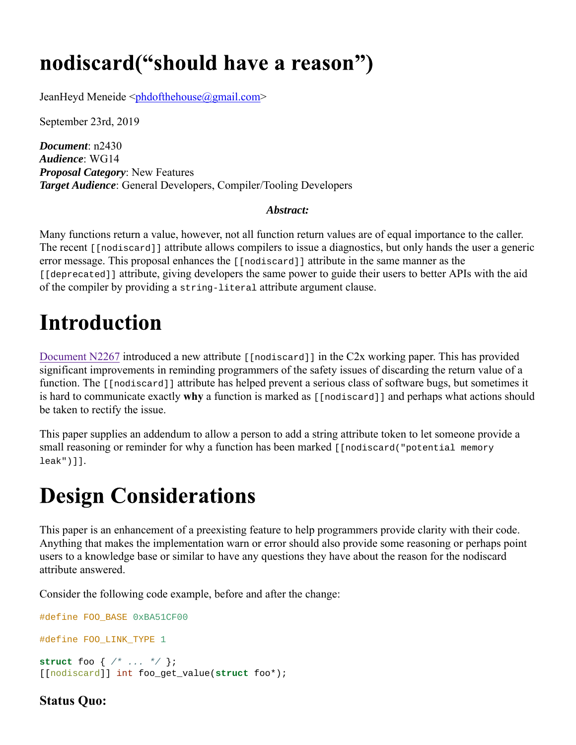# nodiscard("should have a reason")

JeanHeyd Meneide <phdofthehouse@gmail.com>

September 23rd, 2019

***Document***: n2430
***Audience***: WG14
***Proposal Category***: New Features
***Target Audience***: General Developers, Compiler/Tooling Developers

***Abstract:***

Many functions return a value, however, not all function return values are of equal importance to the caller. The recent `[[nodiscard]]` attribute allows compilers to issue a diagnostics, but only hands the user a generic error message. This proposal enhances the `[[nodiscard]]` attribute in the same manner as the `[[deprecated]]` attribute, giving developers the same power to guide their users to better APIs with the aid of the compiler by providing a `string-literal` attribute argument clause.

# Introduction

Document N2267 introduced a new attribute `[[nodiscard]]` in the C2x working paper. This has provided significant improvements in reminding programmers of the safety issues of discarding the return value of a function. The `[[nodiscard]]` attribute has helped prevent a serious class of software bugs, but sometimes it is hard to communicate exactly **why** a function is marked as `[[nodiscard]]` and perhaps what actions should be taken to rectify the issue.

This paper supplies an addendum to allow a person to add a string attribute token to let someone provide a small reasoning or reminder for why a function has been marked `[[nodiscard("potential memory leak")]]`.

# Design Considerations

This paper is an enhancement of a preexisting feature to help programmers provide clarity with their code. Anything that makes the implementation warn or error should also provide some reasoning or perhaps point users to a knowledge base or similar to have any questions they have about the reason for the nodiscard attribute answered.

Consider the following code example, before and after the change:

```
#define FOO_BASE 0xBA51CF00

#define FOO_LINK_TYPE 1

struct foo { /* ... */ };
[[nodiscard]] int foo_get_value(struct foo*);
```

### Status Quo: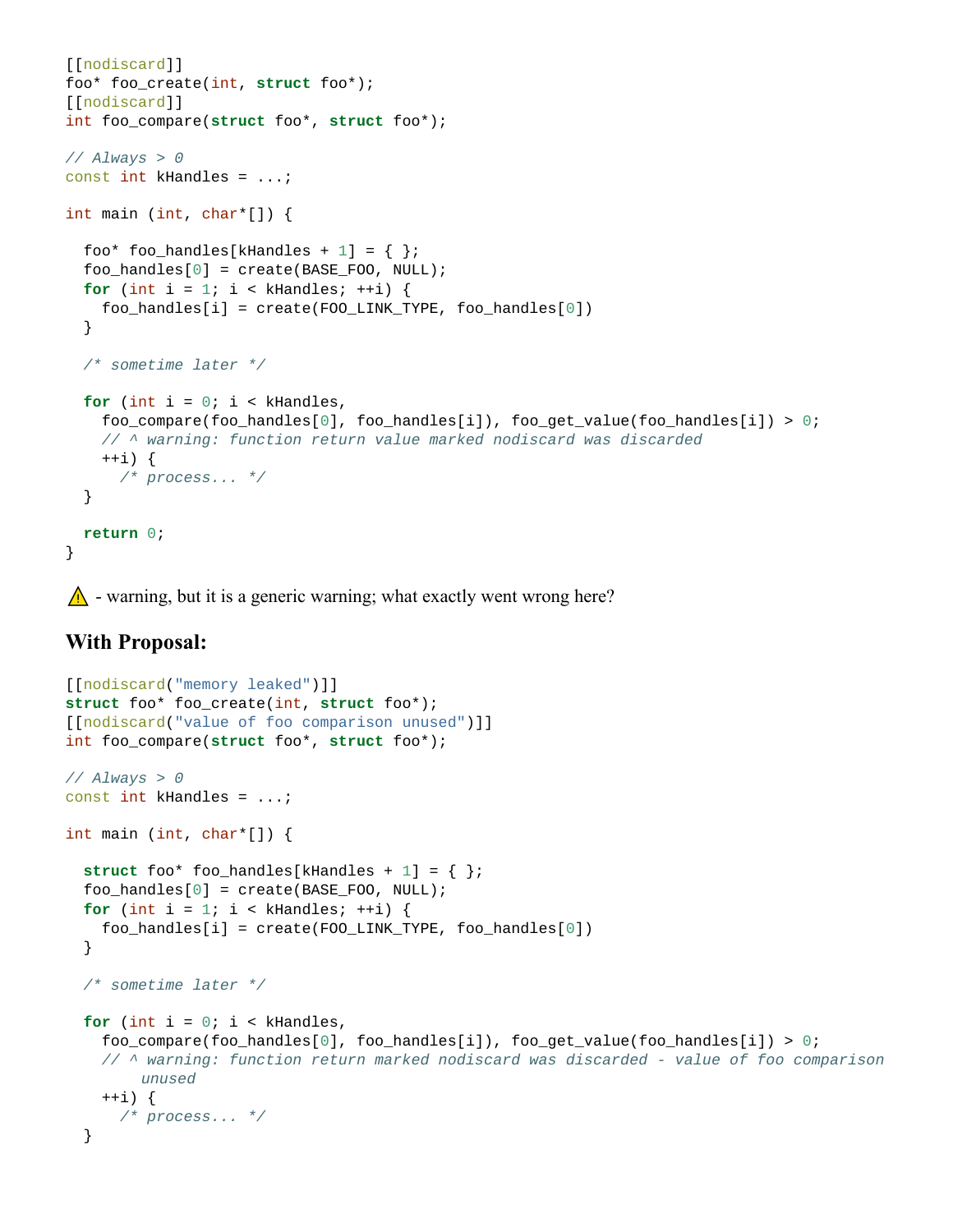```c
[[nodiscard]]
foo* foo_create(int, struct foo*);
[[nodiscard]]
int foo_compare(struct foo*, struct foo*);

// Always > 0
const int kHandles = ...;

int main (int, char*[]) {

  foo* foo_handles[kHandles + 1] = { };
  foo_handles[0] = create(BASE_FOO, NULL);
  for (int i = 1; i < kHandles; ++i) {
    foo_handles[i] = create(FOO_LINK_TYPE, foo_handles[0])
  }

  /* sometime later */

  for (int i = 0; i < kHandles,
    foo_compare(foo_handles[0], foo_handles[i]), foo_get_value(foo_handles[i]) > 0;
    // ^ warning: function return value marked nodiscard was discarded
    ++i) {
      /* process... */
  }

  return 0;
}
```

⚠️ - warning, but it is a generic warning; what exactly went wrong here?

### With Proposal:

```c
[[nodiscard("memory leaked")]]
struct foo* foo_create(int, struct foo*);
[[nodiscard("value of foo comparison unused")]]
int foo_compare(struct foo*, struct foo*);

// Always > 0
const int kHandles = ...;

int main (int, char*[]) {

  struct foo* foo_handles[kHandles + 1] = { };
  foo_handles[0] = create(BASE_FOO, NULL);
  for (int i = 1; i < kHandles; ++i) {
    foo_handles[i] = create(FOO_LINK_TYPE, foo_handles[0])
  }

  /* sometime later */

  for (int i = 0; i < kHandles,
    foo_compare(foo_handles[0], foo_handles[i]), foo_get_value(foo_handles[i]) > 0;
    // ^ warning: function return marked nodiscard was discarded - value of foo comparison
        unused
    ++i) {
      /* process... */
  }
```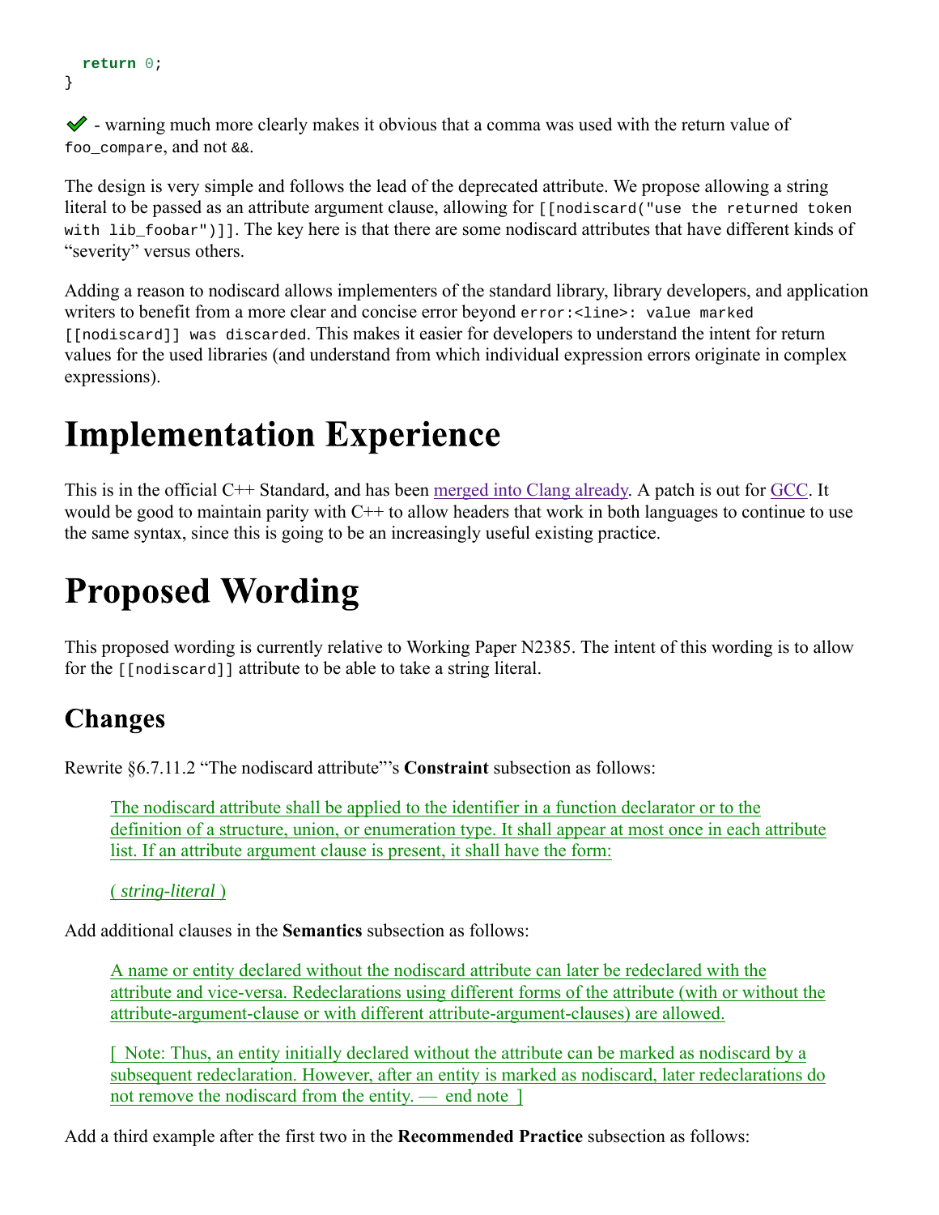```
  return 0;
}
```

✔ - warning much more clearly makes it obvious that a comma was used with the return value of `foo_compare`, and not `&&`.

The design is very simple and follows the lead of the deprecated attribute. We propose allowing a string literal to be passed as an attribute argument clause, allowing for `[[nodiscard("use the returned token with lib_foobar")]]`. The key here is that there are some nodiscard attributes that have different kinds of "severity" versus others.

Adding a reason to nodiscard allows implementers of the standard library, library developers, and application writers to benefit from a more clear and concise error beyond `error:<line>: value marked [[nodiscard]] was discarded`. This makes it easier for developers to understand the intent for return values for the used libraries (and understand from which individual expression errors originate in complex expressions).

# Implementation Experience

This is in the official C++ Standard, and has been merged into Clang already. A patch is out for GCC. It would be good to maintain parity with C++ to allow headers that work in both languages to continue to use the same syntax, since this is going to be an increasingly useful existing practice.

# Proposed Wording

This proposed wording is currently relative to Working Paper N2385. The intent of this wording is to allow for the `[[nodiscard]]` attribute to be able to take a string literal.

## Changes

Rewrite §6.7.11.2 "The nodiscard attribute"'s **Constraint** subsection as follows:

> The nodiscard attribute shall be applied to the identifier in a function declarator or to the definition of a structure, union, or enumeration type. It shall appear at most once in each attribute list. If an attribute argument clause is present, it shall have the form:
>
> ( *string-literal* )

Add additional clauses in the **Semantics** subsection as follows:

> A name or entity declared without the nodiscard attribute can later be redeclared with the attribute and vice-versa. Redeclarations using different forms of the attribute (with or without the attribute-argument-clause or with different attribute-argument-clauses) are allowed.
>
> [ Note: Thus, an entity initially declared without the attribute can be marked as nodiscard by a subsequent redeclaration. However, after an entity is marked as nodiscard, later redeclarations do not remove the nodiscard from the entity. — end note ]

Add a third example after the first two in the **Recommended Practice** subsection as follows: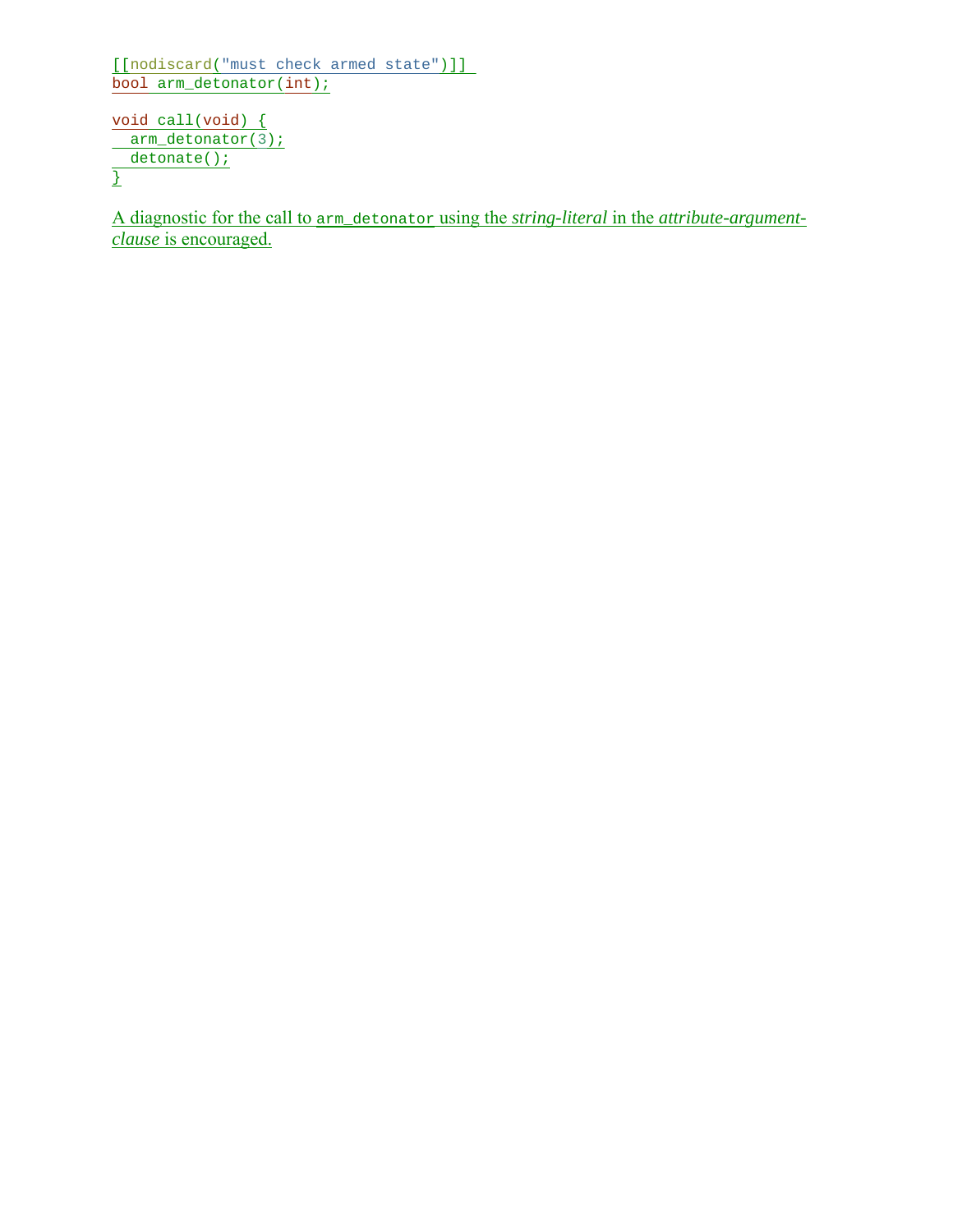```
[[nodiscard("must check armed state")]]
bool arm_detonator(int);

void call(void) {
  arm_detonator(3);
  detonate();
}
```

A diagnostic for the call to `arm_detonator` using the *string-literal* in the *attribute-argument-clause* is encouraged.